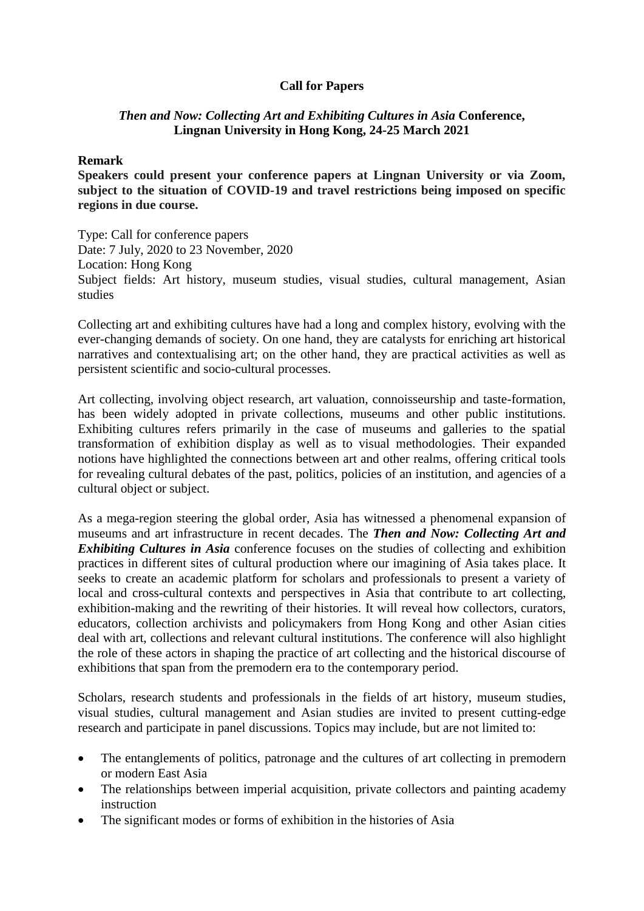# Call for Papers

## *Then and Now: Collecting Art and Exhibiting Cultures in Asia* Conference, Lingnan University in Hong Kong, 24-25 March 2021

**Remark**

**Speakers could present your conference papers at Lingnan University or via Zoom, subject to the situation of COVID-19 and travel restrictions being imposed on specific regions in due course.**

Type: Call for conference papers
Date: 7 July, 2020 to 23 November, 2020
Location: Hong Kong
Subject fields: Art history, museum studies, visual studies, cultural management, Asian studies

Collecting art and exhibiting cultures have had a long and complex history, evolving with the ever-changing demands of society. On one hand, they are catalysts for enriching art historical narratives and contextualising art; on the other hand, they are practical activities as well as persistent scientific and socio-cultural processes.

Art collecting, involving object research, art valuation, connoisseurship and taste-formation, has been widely adopted in private collections, museums and other public institutions. Exhibiting cultures refers primarily in the case of museums and galleries to the spatial transformation of exhibition display as well as to visual methodologies. Their expanded notions have highlighted the connections between art and other realms, offering critical tools for revealing cultural debates of the past, politics, policies of an institution, and agencies of a cultural object or subject.

As a mega-region steering the global order, Asia has witnessed a phenomenal expansion of museums and art infrastructure in recent decades. The ***Then and Now: Collecting Art and Exhibiting Cultures in Asia*** conference focuses on the studies of collecting and exhibition practices in different sites of cultural production where our imagining of Asia takes place. It seeks to create an academic platform for scholars and professionals to present a variety of local and cross-cultural contexts and perspectives in Asia that contribute to art collecting, exhibition-making and the rewriting of their histories. It will reveal how collectors, curators, educators, collection archivists and policymakers from Hong Kong and other Asian cities deal with art, collections and relevant cultural institutions. The conference will also highlight the role of these actors in shaping the practice of art collecting and the historical discourse of exhibitions that span from the premodern era to the contemporary period.

Scholars, research students and professionals in the fields of art history, museum studies, visual studies, cultural management and Asian studies are invited to present cutting-edge research and participate in panel discussions. Topics may include, but are not limited to:

- The entanglements of politics, patronage and the cultures of art collecting in premodern or modern East Asia
- The relationships between imperial acquisition, private collectors and painting academy instruction
- The significant modes or forms of exhibition in the histories of Asia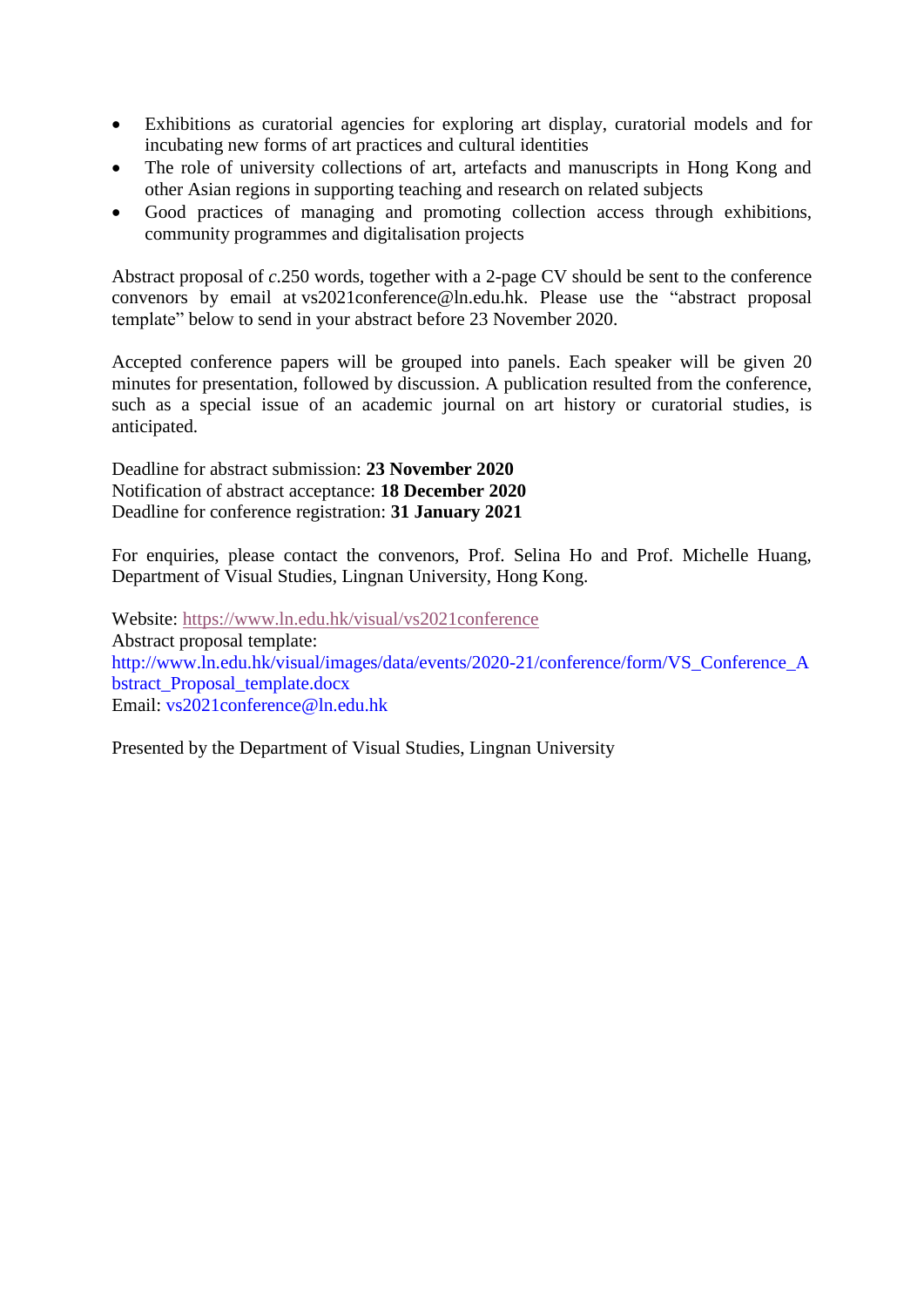- Exhibitions as curatorial agencies for exploring art display, curatorial models and for incubating new forms of art practices and cultural identities
- The role of university collections of art, artefacts and manuscripts in Hong Kong and other Asian regions in supporting teaching and research on related subjects
- Good practices of managing and promoting collection access through exhibitions, community programmes and digitalisation projects

Abstract proposal of *c*.250 words, together with a 2-page CV should be sent to the conference convenors by email at vs2021conference@ln.edu.hk. Please use the "abstract proposal template" below to send in your abstract before 23 November 2020.

Accepted conference papers will be grouped into panels. Each speaker will be given 20 minutes for presentation, followed by discussion. A publication resulted from the conference, such as a special issue of an academic journal on art history or curatorial studies, is anticipated.

Deadline for abstract submission: **23 November 2020**
Notification of abstract acceptance: **18 December 2020**
Deadline for conference registration: **31 January 2021**

For enquiries, please contact the convenors, Prof. Selina Ho and Prof. Michelle Huang, Department of Visual Studies, Lingnan University, Hong Kong.

Website: https://www.ln.edu.hk/visual/vs2021conference
Abstract proposal template:
http://www.ln.edu.hk/visual/images/data/events/2020-21/conference/form/VS_Conference_Abstract_Proposal_template.docx
Email: vs2021conference@ln.edu.hk

Presented by the Department of Visual Studies, Lingnan University